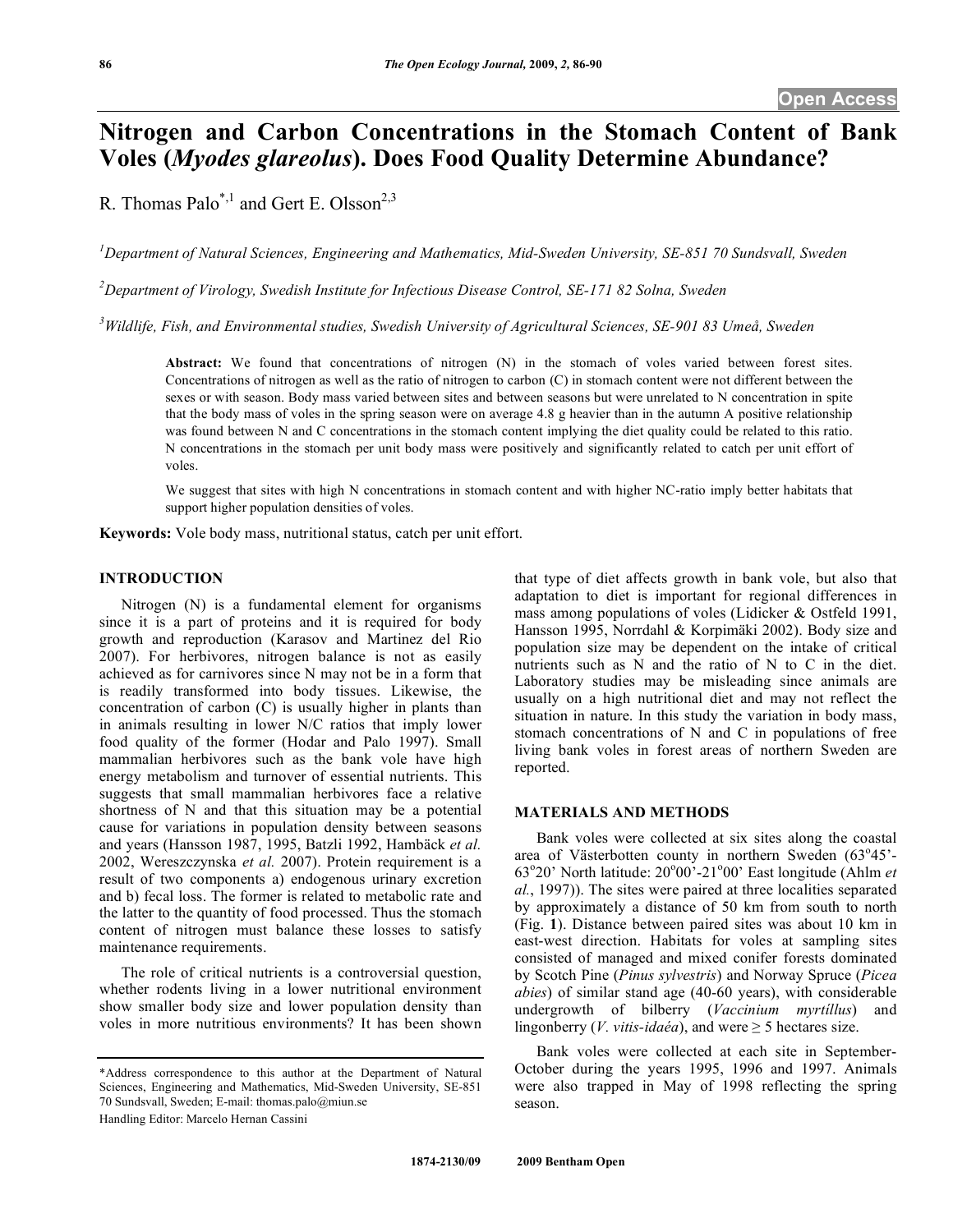# Nitrogen and Carbon Concentrations in the Stomach Content of Bank Voles (*Myodes glareolus*). Does Food Quality Determine Abundance?

R. Thomas Palo[*,1] and Gert E. Olsson[2,3]

[1]Department of Natural Sciences, Engineering and Mathematics, Mid-Sweden University, SE-851 70 Sundsvall, Sweden

[2]Department of Virology, Swedish Institute for Infectious Disease Control, SE-171 82 Solna, Sweden

[3]Wildlife, Fish, and Environmental studies, Swedish University of Agricultural Sciences, SE-901 83 Umeå, Sweden

**Abstract:** We found that concentrations of nitrogen (N) in the stomach of voles varied between forest sites. Concentrations of nitrogen as well as the ratio of nitrogen to carbon (C) in stomach content were not different between the sexes or with season. Body mass varied between sites and between seasons but were unrelated to N concentration in spite that the body mass of voles in the spring season were on average 4.8 g heavier than in the autumn A positive relationship was found between N and C concentrations in the stomach content implying the diet quality could be related to this ratio. N concentrations in the stomach per unit body mass were positively and significantly related to catch per unit effort of voles.

We suggest that sites with high N concentrations in stomach content and with higher NC-ratio imply better habitats that support higher population densities of voles.

**Keywords:** Vole body mass, nutritional status, catch per unit effort.

## INTRODUCTION

Nitrogen (N) is a fundamental element for organisms since it is a part of proteins and it is required for body growth and reproduction (Karasov and Martinez del Rio 2007). For herbivores, nitrogen balance is not as easily achieved as for carnivores since N may not be in a form that is readily transformed into body tissues. Likewise, the concentration of carbon (C) is usually higher in plants than in animals resulting in lower N/C ratios that imply lower food quality of the former (Hodar and Palo 1997). Small mammalian herbivores such as the bank vole have high energy metabolism and turnover of essential nutrients. This suggests that small mammalian herbivores face a relative shortness of N and that this situation may be a potential cause for variations in population density between seasons and years (Hansson 1987, 1995, Batzli 1992, Hambäck *et al.* 2002, Wereszczynska *et al.* 2007). Protein requirement is a result of two components a) endogenous urinary excretion and b) fecal loss. The former is related to metabolic rate and the latter to the quantity of food processed. Thus the stomach content of nitrogen must balance these losses to satisfy maintenance requirements.

The role of critical nutrients is a controversial question, whether rodents living in a lower nutritional environment show smaller body size and lower population density than voles in more nutritious environments? It has been shown that type of diet affects growth in bank vole, but also that adaptation to diet is important for regional differences in mass among populations of voles (Lidicker & Ostfeld 1991, Hansson 1995, Norrdahl & Korpimäki 2002). Body size and population size may be dependent on the intake of critical nutrients such as N and the ratio of N to C in the diet. Laboratory studies may be misleading since animals are usually on a high nutritional diet and may not reflect the situation in nature. In this study the variation in body mass, stomach concentrations of N and C in populations of free living bank voles in forest areas of northern Sweden are reported.

## MATERIALS AND METHODS

Bank voles were collected at six sites along the coastal area of Västerbotten county in northern Sweden (63°45'-63°20' North latitude: 20°00'-21°00' East longitude (Ahlm *et al.*, 1997)). The sites were paired at three localities separated by approximately a distance of 50 km from south to north (Fig. **1**). Distance between paired sites was about 10 km in east-west direction. Habitats for voles at sampling sites consisted of managed and mixed conifer forests dominated by Scotch Pine (*Pinus sylvestris*) and Norway Spruce (*Picea abies*) of similar stand age (40-60 years), with considerable undergrowth of bilberry (*Vaccinium myrtillus*) and lingonberry (*V. vitis-idaéa*), and were ≥ 5 hectares size.

Bank voles were collected at each site in September-October during the years 1995, 1996 and 1997. Animals were also trapped in May of 1998 reflecting the spring season.

*Address correspondence to this author at the Department of Natural Sciences, Engineering and Mathematics, Mid-Sweden University, SE-851 70 Sundsvall, Sweden; E-mail: thomas.palo@miun.se

Handling Editor: Marcelo Hernan Cassini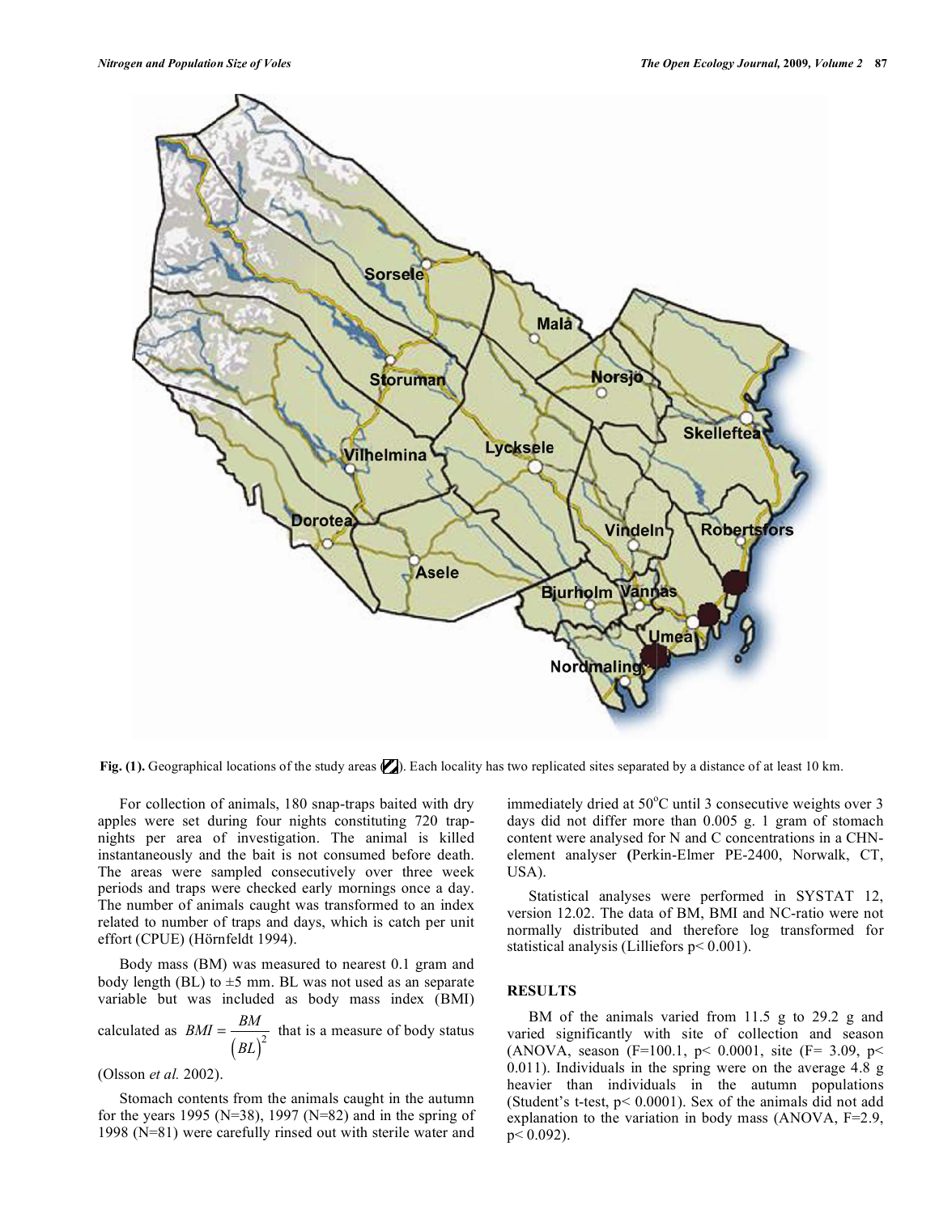Fig. (1). Geographical locations of the study areas (■). Each locality has two replicated sites separated by a distance of at least 10 km.

For collection of animals, 180 snap-traps baited with dry apples were set during four nights constituting 720 trap-nights per area of investigation. The animal is killed instantaneously and the bait is not consumed before death. The areas were sampled consecutively over three week periods and traps were checked early mornings once a day. The number of animals caught was transformed to an index related to number of traps and days, which is catch per unit effort (CPUE) (Hörnfeldt 1994).

Body mass (BM) was measured to nearest 0.1 gram and body length (BL) to ±5 mm. BL was not used as an separate variable but was included as body mass index (BMI) calculated as $BMI = \frac{BM}{(BL)^2}$ that is a measure of body status (Olsson *et al.* 2002).

Stomach contents from the animals caught in the autumn for the years 1995 (N=38), 1997 (N=82) and in the spring of 1998 (N=81) were carefully rinsed out with sterile water and immediately dried at 50°C until 3 consecutive weights over 3 days did not differ more than 0.005 g. 1 gram of stomach content were analysed for N and C concentrations in a CHN-element analyser (Perkin-Elmer PE-2400, Norwalk, CT, USA).

Statistical analyses were performed in SYSTAT 12, version 12.02. The data of BM, BMI and NC-ratio were not normally distributed and therefore log transformed for statistical analysis (Lilliefors $p < 0.001$).

## RESULTS

BM of the animals varied from 11.5 g to 29.2 g and varied significantly with site of collection and season (ANOVA, season ($F=100.1$, $p < 0.0001$, site ($F= 3.09$, $p < 0.011$). Individuals in the spring were on the average 4.8 g heavier than individuals in the autumn populations (Student's t-test, $p < 0.0001$). Sex of the animals did not add explanation to the variation in body mass (ANOVA, $F=2.9$, $p < 0.092$).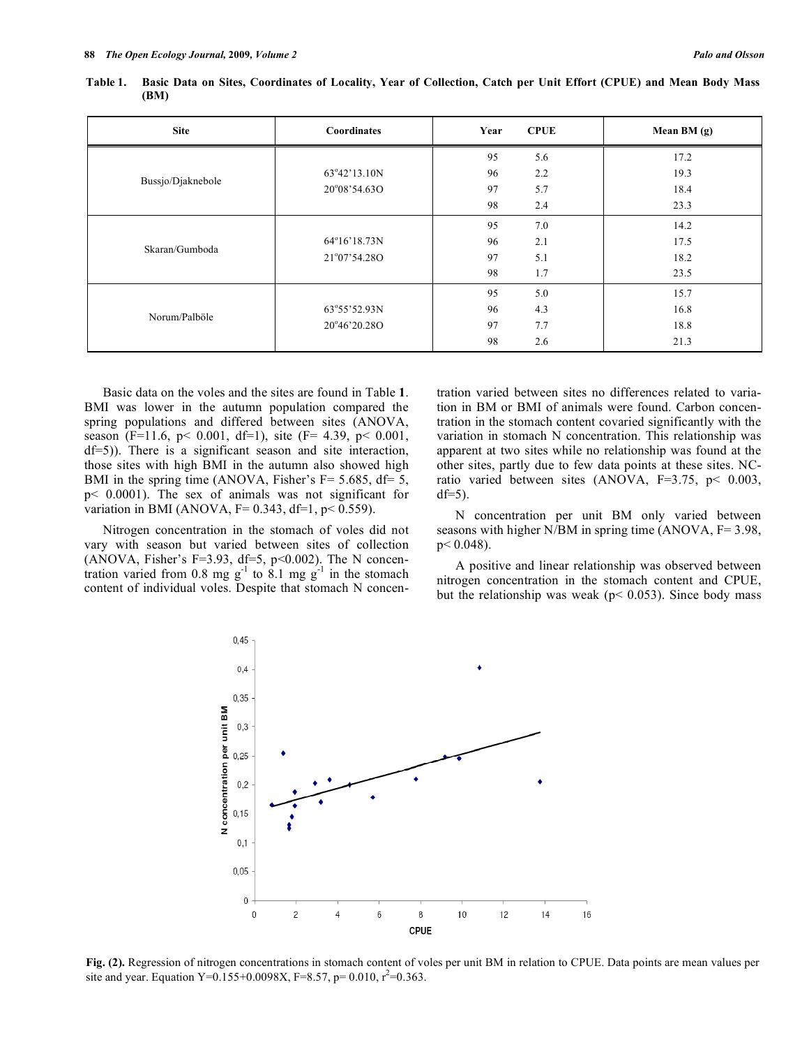**Table 1. Basic Data on Sites, Coordinates of Locality, Year of Collection, Catch per Unit Effort (CPUE) and Mean Body Mass (BM)**

| Site | Coordinates | Year | CPUE | Mean BM (g) |
|---|---|---|---|---|
| Bussjo/Djaknebole | 63°42'13.10N 20°08'54.63O | 95 | 5.6 | 17.2 |
| | | 96 | 2.2 | 19.3 |
| | | 97 | 5.7 | 18.4 |
| | | 98 | 2.4 | 23.3 |
| Skaran/Gumboda | 64°16'18.73N 21°07'54.28O | 95 | 7.0 | 14.2 |
| | | 96 | 2.1 | 17.5 |
| | | 97 | 5.1 | 18.2 |
| | | 98 | 1.7 | 23.5 |
| Norum/Palböle | 63°55'52.93N 20°46'20.28O | 95 | 5.0 | 15.7 |
| | | 96 | 4.3 | 16.8 |
| | | 97 | 7.7 | 18.8 |
| | | 98 | 2.6 | 21.3 |

Basic data on the voles and the sites are found in Table **1**. BMI was lower in the autumn population compared the spring populations and differed between sites (ANOVA, season ($F=11.6$, $p< 0.001$, df=1), site ($F= 4.39$, $p< 0.001$, df=5)). There is a significant season and site interaction, those sites with high BMI in the autumn also showed high BMI in the spring time (ANOVA, Fisher's $F= 5.685$, df= 5, $p< 0.0001$). The sex of animals was not significant for variation in BMI (ANOVA, $F= 0.343$, df=1, $p< 0.559$).

Nitrogen concentration in the stomach of voles did not vary with season but varied between sites of collection (ANOVA, Fisher's $F=3.93$, df=5, $p<0.002$). The N concentration varied from 0.8 mg $g^{-1}$ to 8.1 mg $g^{-1}$ in the stomach content of individual voles. Despite that stomach N concentration varied between sites no differences related to variation in BM or BMI of animals were found. Carbon concentration in the stomach content covaried significantly with the variation in stomach N concentration. This relationship was apparent at two sites while no relationship was found at the other sites, partly due to few data points at these sites. NC-ratio varied between sites (ANOVA, $F=3.75$, $p< 0.003$, df=5).

N concentration per unit BM only varied between seasons with higher N/BM in spring time (ANOVA, $F= 3.98$, $p< 0.048$).

A positive and linear relationship was observed between nitrogen concentration in the stomach content and CPUE, but the relationship was weak ($p< 0.053$). Since body mass

**Fig. (2).** Regression of nitrogen concentrations in stomach content of voles per unit BM in relation to CPUE. Data points are mean values per site and year. Equation $Y=0.155+0.0098X$, $F=8.57$, $p= 0.010$, $r^2=0.363$.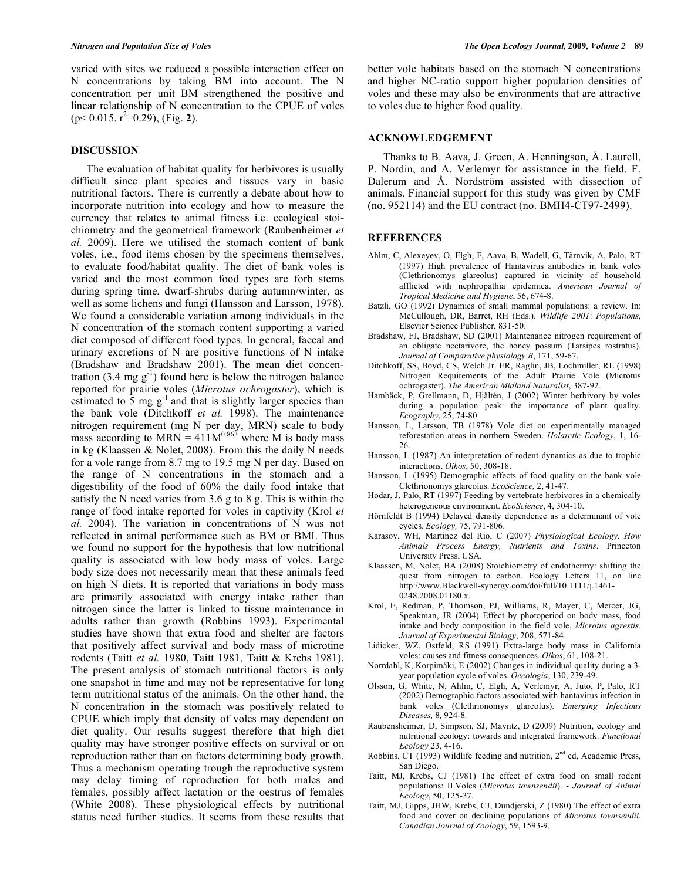varied with sites we reduced a possible interaction effect on N concentrations by taking BM into account. The N concentration per unit BM strengthened the positive and linear relationship of N concentration to the CPUE of voles ($p< 0.015$, $r^2=0.29$), (Fig. **2**).

## DISCUSSION

The evaluation of habitat quality for herbivores is usually difficult since plant species and tissues vary in basic nutritional factors. There is currently a debate about how to incorporate nutrition into ecology and how to measure the currency that relates to animal fitness i.e. ecological stoichiometry and the geometrical framework (Raubenheimer *et al.* 2009). Here we utilised the stomach content of bank voles, i.e., food items chosen by the specimens themselves, to evaluate food/habitat quality. The diet of bank voles is varied and the most common food types are forb stems during spring time, dwarf-shrubs during autumn/winter, as well as some lichens and fungi (Hansson and Larsson, 1978). We found a considerable variation among individuals in the N concentration of the stomach content supporting a varied diet composed of different food types. In general, faecal and urinary excretions of N are positive functions of N intake (Bradshaw and Bradshaw 2001). The mean diet concentration (3.4 mg $g^{-1}$) found here is below the nitrogen balance reported for prairie voles (*Microtus ochrogaster*), which is estimated to 5 mg $g^{-1}$ and that is slightly larger species than the bank vole (Ditchkoff *et al.* 1998). The maintenance nitrogen requirement (mg N per day, MRN) scale to body mass according to $MRN = 411M^{0.863}$ where M is body mass in kg (Klaassen & Nolet, 2008). From this the daily N needs for a vole range from 8.7 mg to 19.5 mg N per day. Based on the range of N concentrations in the stomach and a digestibility of the food of 60% the daily food intake that satisfy the N need varies from 3.6 g to 8 g. This is within the range of food intake reported for voles in captivity (Krol *et al.* 2004). The variation in concentrations of N was not reflected in animal performance such as BM or BMI. Thus we found no support for the hypothesis that low nutritional quality is associated with low body mass of voles. Large body size does not necessarily mean that these animals feed on high N diets. It is reported that variations in body mass are primarily associated with energy intake rather than nitrogen since the latter is linked to tissue maintenance in adults rather than growth (Robbins 1993). Experimental studies have shown that extra food and shelter are factors that positively affect survival and body mass of microtine rodents (Taitt *et al.* 1980, Taitt 1981, Taitt & Krebs 1981). The present analysis of stomach nutritional factors is only one snapshot in time and may not be representative for long term nutritional status of the animals. On the other hand, the N concentration in the stomach was positively related to CPUE which imply that density of voles may dependent on diet quality. Our results suggest therefore that high diet quality may have stronger positive effects on survival or on reproduction rather than on factors determining body growth. Thus a mechanism operating trough the reproductive system may delay timing of reproduction for both males and females, possibly affect lactation or the oestrus of females (White 2008). These physiological effects by nutritional status need further studies. It seems from these results that better vole habitats based on the stomach N concentrations and higher NC-ratio support higher population densities of voles and these may also be environments that are attractive to voles due to higher food quality.

## ACKNOWLEDGEMENT

Thanks to B. Aava, J. Green, A. Henningson, Å. Laurell, P. Nordin, and A. Verlemyr for assistance in the field. F. Dalerum and Å. Nordström assisted with dissection of animals. Financial support for this study was given by CMF (no. 952114) and the EU contract (no. BMH4-CT97-2499).

## REFERENCES

Ahlm, C, Alexeyev, O, Elgh, F, Aava, B, Wadell, G, Tärnvik, A, Palo, RT (1997) High prevalence of Hantavirus antibodies in bank voles (Clethrionomys glareolus) captured in vicinity of household afflicted with nephropathia epidemica. *American Journal of Tropical Medicine and Hygiene*, 56, 674-8.

Batzli, GO (1992) Dynamics of small mammal populations: a review. In: McCullough, DR, Barret, RH (Eds.). *Wildlife 2001*: *Populations*, Elsevier Science Publisher, 831-50.

Bradshaw, FJ, Bradshaw, SD (2001) Maintenance nitrogen requirement of an obligate nectarivore, the honey possum (Tarsipes rostratus). *Journal of Comparative physiology B*, 171, 59-67.

Ditchkoff, SS, Boyd, CS, Welch Jr. ER, Raglin, JB, Lochmiller, RL (1998) Nitrogen Requirements of the Adult Prairie Vole (Microtus ochrogaster). *The American Midland Naturalist*, 387-92.

Hambäck, P, Grellmann, D, Hjältén, J (2002) Winter herbivory by voles during a population peak: the importance of plant quality. *Ecography*, 25, 74-80.

Hansson, L, Larsson, TB (1978) Vole diet on experimentally managed reforestation areas in northern Sweden. *Holarctic Ecology*, 1, 16-26.

Hansson, L (1987) An interpretation of rodent dynamics as due to trophic interactions. *Oikos*, 50, 308-18.

Hansson, L (1995) Demographic effects of food quality on the bank vole Clethrionomys glareolus. *EcoScience,* 2, 41-47.

Hodar, J, Palo, RT (1997) Feeding by vertebrate herbivores in a chemically heterogeneous environment. *EcoScience*, 4, 304-10.

Hörnfeldt B (1994) Delayed density dependence as a determinant of vole cycles. *Ecology,* 75, 791-806.

Karasov, WH, Martinez del Rio, C (2007) *Physiological Ecology. How Animals Process Energy, Nutrients and Toxins*. Princeton University Press, USA.

Klaassen, M, Nolet, BA (2008) Stoichiometry of endothermy: shifting the quest from nitrogen to carbon. Ecology Letters 11, on line http://www.Blackwell-synergy.com/doi/full/10.1111/j.1461-0248.2008.01180.x.

Krol, E, Redman, P, Thomson, PJ, Williams, R, Mayer, C, Mercer, JG, Speakman, JR (2004) Effect by photoperiod on body mass, food intake and body composition in the field vole, *Microtus agrestis*. *Journal of Experimental Biology*, 208, 571-84.

Lidicker, WZ, Ostfeld, RS (1991) Extra-large body mass in California voles: causes and fitness consequences. *Oikos*, 61, 108-21.

Norrdahl, K, Korpimäki, E (2002) Changes in individual quality during a 3-year population cycle of voles. *Oecologia*, 130, 239-49.

Olsson, G, White, N, Ahlm, C, Elgh, A, Verlemyr, A, Juto, P, Palo, RT (2002) Demographic factors associated with hantavirus infection in bank voles (Clethrionomys glareolus). *Emerging Infectious Diseases,* 8*,* 924-8.

Raubensheimer, D, Simpson, SJ, Mayntz, D (2009) Nutrition, ecology and nutritional ecology: towards and integrated framework. *Functional Ecology* 23, 4-16.

Robbins, CT (1993) Wildlife feeding and nutrition, 2nd ed, Academic Press, San Diego.

Taitt, MJ, Krebs, CJ (1981) The effect of extra food on small rodent populations: II.Voles (*Microtus townsendii*). - *Journal of Animal Ecology*, 50, 125-37.

Taitt, MJ, Gipps, JHW, Krebs, CJ, Dundjerski, Z (1980) The effect of extra food and cover on declining populations of *Microtus townsendii*. *Canadian Journal of Zoology*, 59, 1593-9.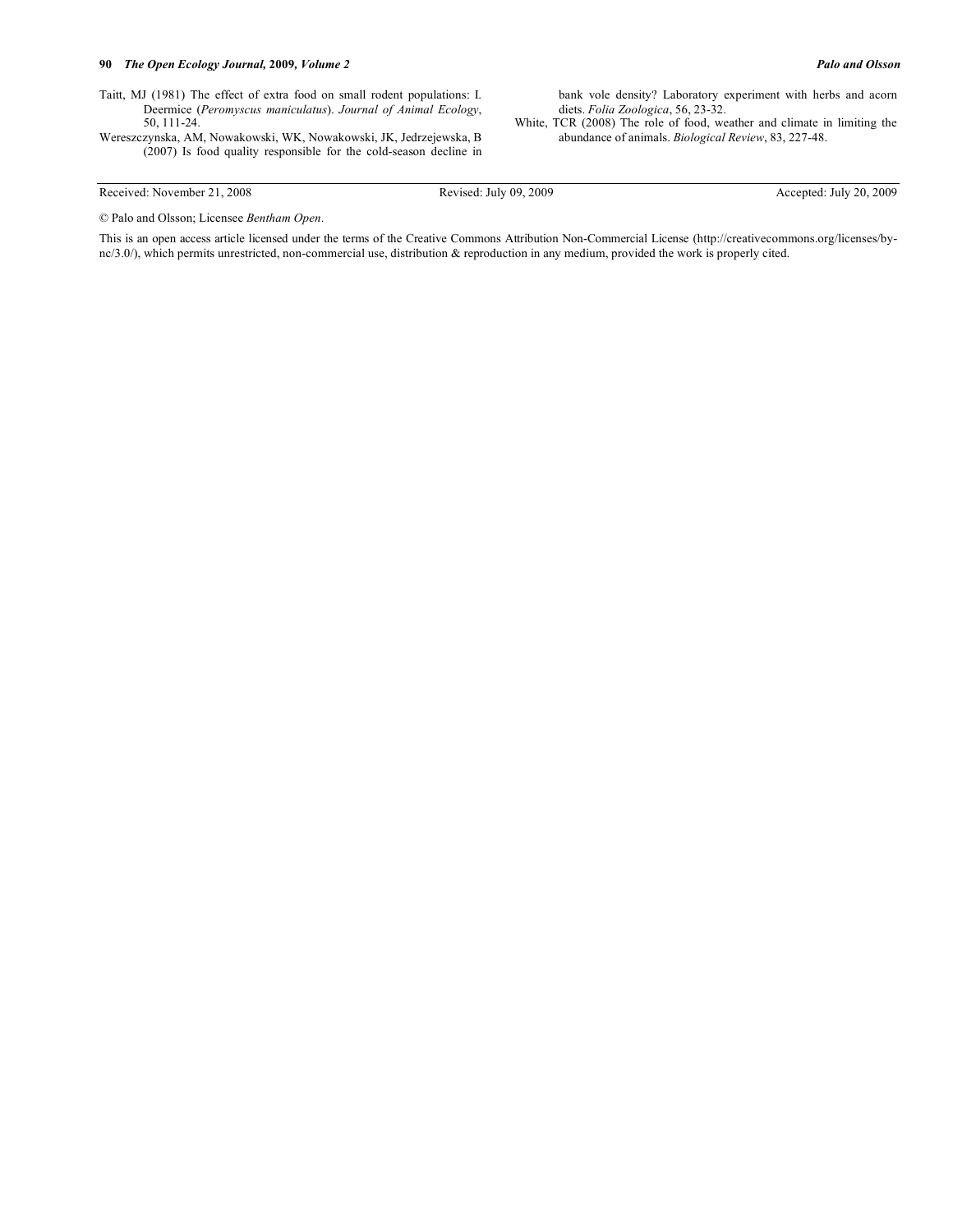Taitt, MJ (1981) The effect of extra food on small rodent populations: I. Deermice (*Peromyscus maniculatus*). *Journal of Animal Ecology*, 50, 111-24.

Wereszczynska, AM, Nowakowski, WK, Nowakowski, JK, Jedrzejewska, B (2007) Is food quality responsible for the cold-season decline in bank vole density? Laboratory experiment with herbs and acorn diets. *Folia Zoologica*, 56, 23-32.

White, TCR (2008) The role of food, weather and climate in limiting the abundance of animals. *Biological Review*, 83, 227-48.

Received: November 21, 2008    Revised: July 09, 2009    Accepted: July 20, 2009

© Palo and Olsson; Licensee *Bentham Open*.

This is an open access article licensed under the terms of the Creative Commons Attribution Non-Commercial License (http://creativecommons.org/licenses/by-nc/3.0/), which permits unrestricted, non-commercial use, distribution & reproduction in any medium, provided the work is properly cited.